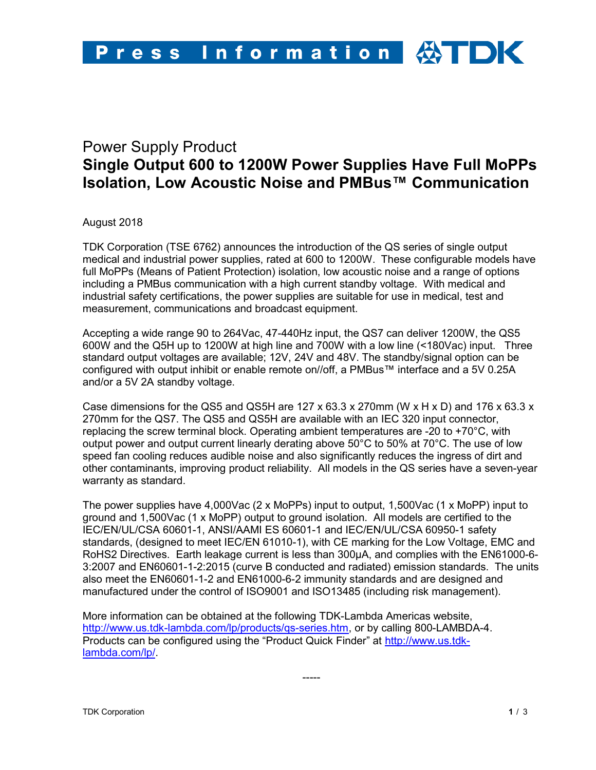Press Information TDK

Power Supply Product

# Single Output 600 to 1200W Power Supplies Have Full MoPPs Isolation, Low Acoustic Noise and PMBus™ Communication

August 2018

TDK Corporation (TSE 6762) announces the introduction of the QS series of single output medical and industrial power supplies, rated at 600 to 1200W. These configurable models have full MoPPs (Means of Patient Protection) isolation, low acoustic noise and a range of options including a PMBus communication with a high current standby voltage. With medical and industrial safety certifications, the power supplies are suitable for use in medical, test and measurement, communications and broadcast equipment.

Accepting a wide range 90 to 264Vac, 47-440Hz input, the QS7 can deliver 1200W, the QS5 600W and the Q5H up to 1200W at high line and 700W with a low line (<180Vac) input. Three standard output voltages are available; 12V, 24V and 48V. The standby/signal option can be configured with output inhibit or enable remote on//off, a PMBus™ interface and a 5V 0.25A and/or a 5V 2A standby voltage.

Case dimensions for the QS5 and QS5H are 127 x 63.3 x 270mm (W x H x D) and 176 x 63.3 x 270mm for the QS7. The QS5 and QS5H are available with an IEC 320 input connector, replacing the screw terminal block. Operating ambient temperatures are -20 to +70°C, with output power and output current linearly derating above 50°C to 50% at 70°C. The use of low speed fan cooling reduces audible noise and also significantly reduces the ingress of dirt and other contaminants, improving product reliability. All models in the QS series have a seven-year warranty as standard.

The power supplies have 4,000Vac (2 x MoPPs) input to output, 1,500Vac (1 x MoPP) input to ground and 1,500Vac (1 x MoPP) output to ground isolation. All models are certified to the IEC/EN/UL/CSA 60601-1, ANSI/AAMI ES 60601-1 and IEC/EN/UL/CSA 60950-1 safety standards, (designed to meet IEC/EN 61010-1), with CE marking for the Low Voltage, EMC and RoHS2 Directives. Earth leakage current is less than 300µA, and complies with the EN61000-6-3:2007 and EN60601-1-2:2015 (curve B conducted and radiated) emission standards. The units also meet the EN60601-1-2 and EN61000-6-2 immunity standards and are designed and manufactured under the control of ISO9001 and ISO13485 (including risk management).

More information can be obtained at the following TDK-Lambda Americas website, http://www.us.tdk-lambda.com/lp/products/qs-series.htm, or by calling 800-LAMBDA-4. Products can be configured using the "Product Quick Finder" at http://www.us.tdk-lambda.com/lp/.

-----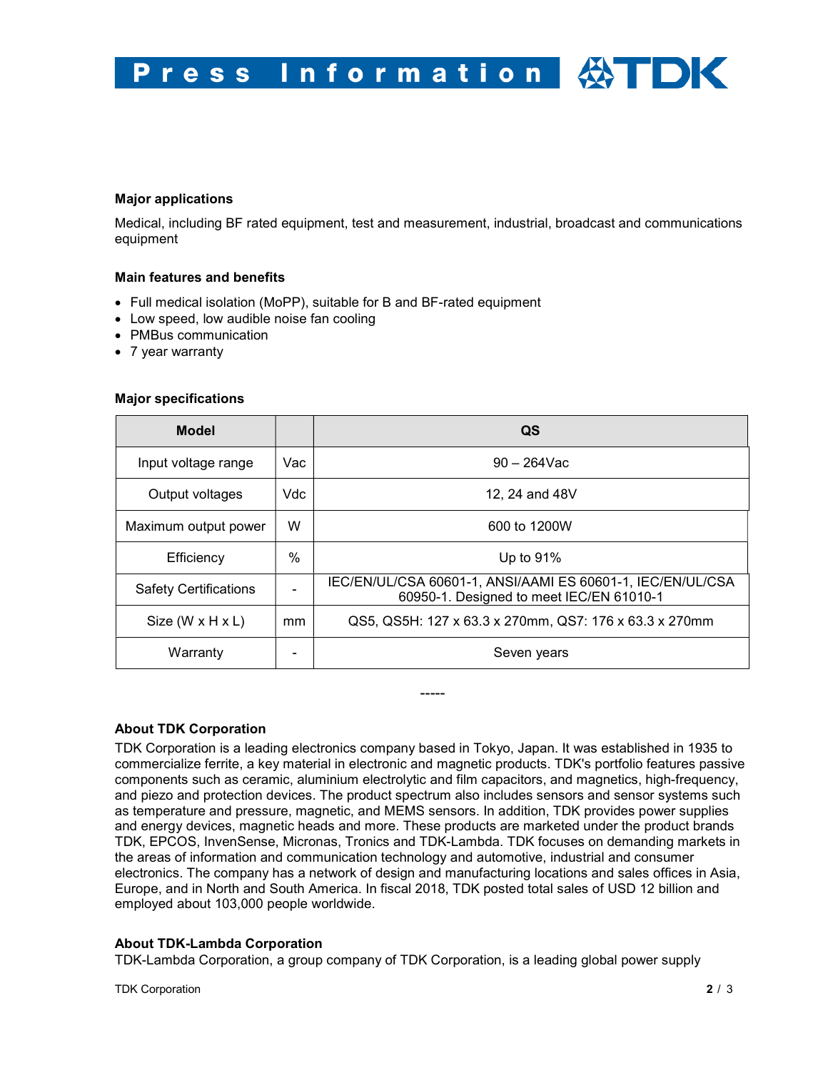**Major applications**

Medical, including BF rated equipment, test and measurement, industrial, broadcast and communications equipment

**Main features and benefits**

- Full medical isolation (MoPP), suitable for B and BF-rated equipment
- Low speed, low audible noise fan cooling
- PMBus communication
- 7 year warranty

**Major specifications**

| Model | | QS |
|---|---|---|
| Input voltage range | Vac | 90 – 264Vac |
| Output voltages | Vdc | 12, 24 and 48V |
| Maximum output power | W | 600 to 1200W |
| Efficiency | % | Up to 91% |
| Safety Certifications | - | IEC/EN/UL/CSA 60601-1, ANSI/AAMI ES 60601-1, IEC/EN/UL/CSA 60950-1. Designed to meet IEC/EN 61010-1 |
| Size (W x H x L) | mm | QS5, QS5H: 127 x 63.3 x 270mm, QS7: 176 x 63.3 x 270mm |
| Warranty | - | Seven years |

-----

**About TDK Corporation**

TDK Corporation is a leading electronics company based in Tokyo, Japan. It was established in 1935 to commercialize ferrite, a key material in electronic and magnetic products. TDK's portfolio features passive components such as ceramic, aluminium electrolytic and film capacitors, and magnetics, high-frequency, and piezo and protection devices. The product spectrum also includes sensors and sensor systems such as temperature and pressure, magnetic, and MEMS sensors. In addition, TDK provides power supplies and energy devices, magnetic heads and more. These products are marketed under the product brands TDK, EPCOS, InvenSense, Micronas, Tronics and TDK-Lambda. TDK focuses on demanding markets in the areas of information and communication technology and automotive, industrial and consumer electronics. The company has a network of design and manufacturing locations and sales offices in Asia, Europe, and in North and South America. In fiscal 2018, TDK posted total sales of USD 12 billion and employed about 103,000 people worldwide.

**About TDK-Lambda Corporation**

TDK-Lambda Corporation, a group company of TDK Corporation, is a leading global power supply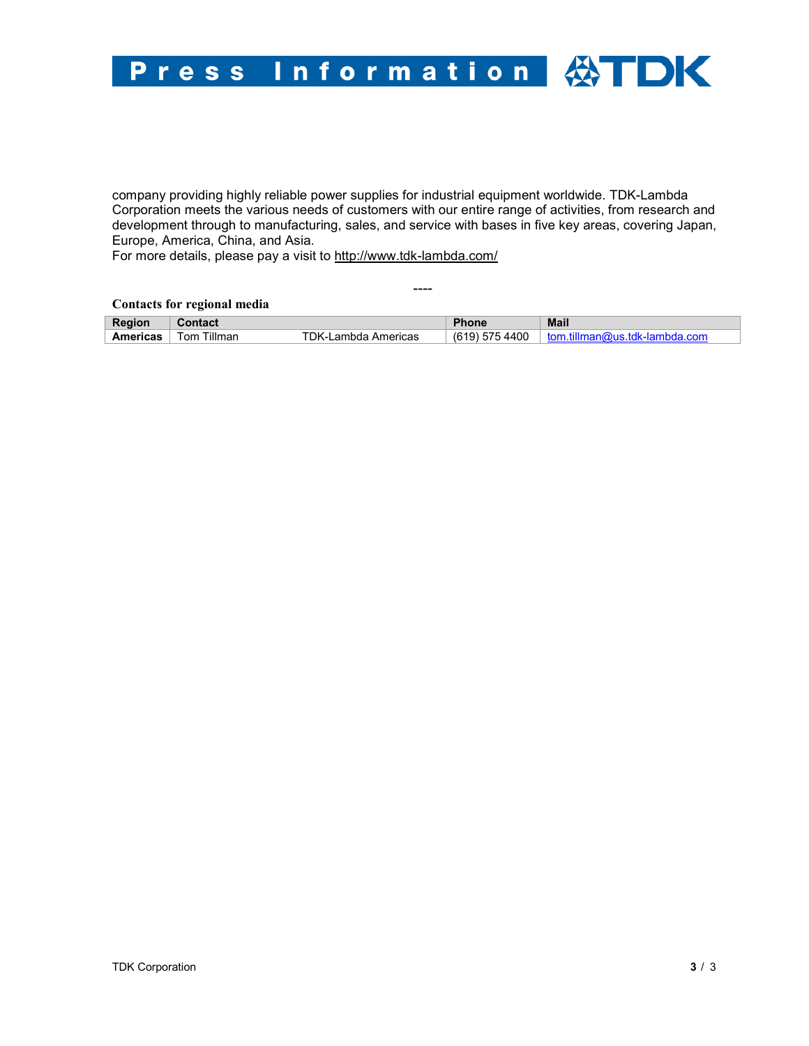company providing highly reliable power supplies for industrial equipment worldwide. TDK-Lambda Corporation meets the various needs of customers with our entire range of activities, from research and development through to manufacturing, sales, and service with bases in five key areas, covering Japan, Europe, America, China, and Asia.
For more details, please pay a visit to http://www.tdk-lambda.com/

----

**Contacts for regional media**

| Region | Contact | | Phone | Mail |
|---|---|---|---|---|
| **Americas** | Tom Tillman | TDK-Lambda Americas | (619) 575 4400 | tom.tillman@us.tdk-lambda.com |